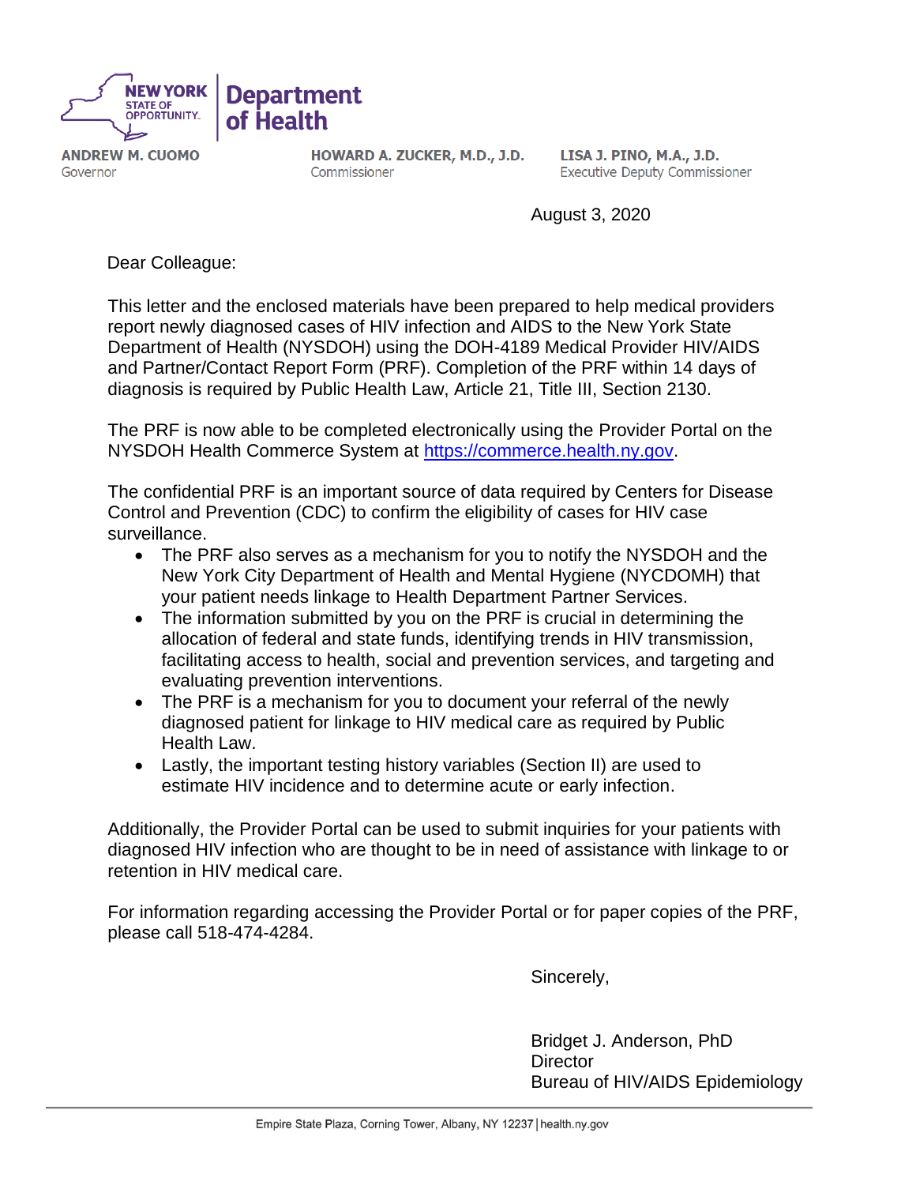NEW YORK STATE OF OPPORTUNITY. | Department of Health

**ANDREW M. CUOMO**
Governor

**HOWARD A. ZUCKER, M.D., J.D.**
Commissioner

**LISA J. PINO, M.A., J.D.**
Executive Deputy Commissioner

August 3, 2020

Dear Colleague:

This letter and the enclosed materials have been prepared to help medical providers report newly diagnosed cases of HIV infection and AIDS to the New York State Department of Health (NYSDOH) using the DOH-4189 Medical Provider HIV/AIDS and Partner/Contact Report Form (PRF). Completion of the PRF within 14 days of diagnosis is required by Public Health Law, Article 21, Title III, Section 2130.

The PRF is now able to be completed electronically using the Provider Portal on the NYSDOH Health Commerce System at [https://commerce.health.ny.gov](https://commerce.health.ny.gov).

The confidential PRF is an important source of data required by Centers for Disease Control and Prevention (CDC) to confirm the eligibility of cases for HIV case surveillance.

- The PRF also serves as a mechanism for you to notify the NYSDOH and the New York City Department of Health and Mental Hygiene (NYCDOMH) that your patient needs linkage to Health Department Partner Services.
- The information submitted by you on the PRF is crucial in determining the allocation of federal and state funds, identifying trends in HIV transmission, facilitating access to health, social and prevention services, and targeting and evaluating prevention interventions.
- The PRF is a mechanism for you to document your referral of the newly diagnosed patient for linkage to HIV medical care as required by Public Health Law.
- Lastly, the important testing history variables (Section II) are used to estimate HIV incidence and to determine acute or early infection.

Additionally, the Provider Portal can be used to submit inquiries for your patients with diagnosed HIV infection who are thought to be in need of assistance with linkage to or retention in HIV medical care.

For information regarding accessing the Provider Portal or for paper copies of the PRF, please call 518-474-4284.

Sincerely,

Bridget J. Anderson, PhD
Director
Bureau of HIV/AIDS Epidemiology

Empire State Plaza, Corning Tower, Albany, NY 12237 | health.ny.gov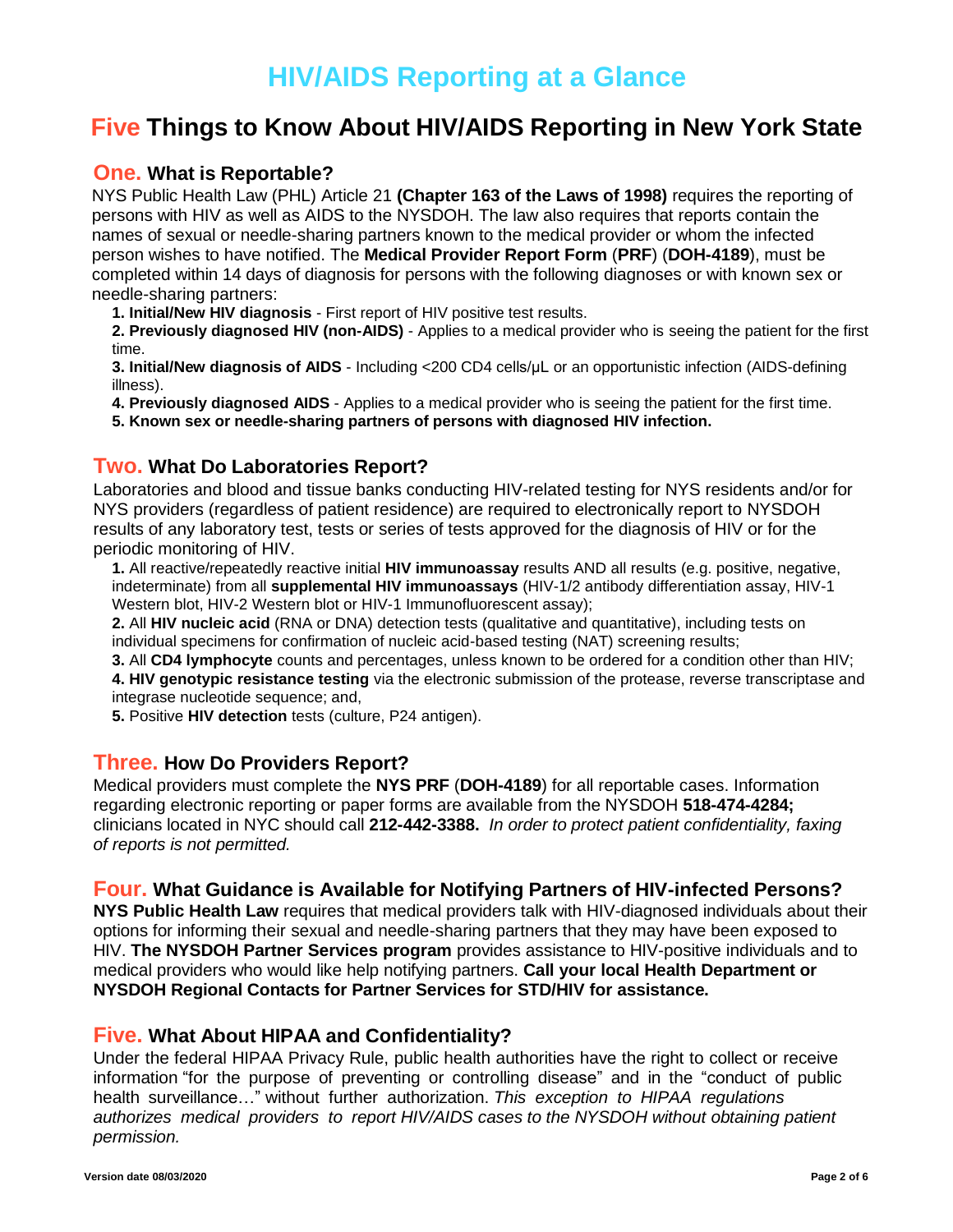# HIV/AIDS Reporting at a Glance

## Five Things to Know About HIV/AIDS Reporting in New York State

### One. What is Reportable?

NYS Public Health Law (PHL) Article 21 **(Chapter 163 of the Laws of 1998)** requires the reporting of persons with HIV as well as AIDS to the NYSDOH. The law also requires that reports contain the names of sexual or needle-sharing partners known to the medical provider or whom the infected person wishes to have notified. The **Medical Provider Report Form** (**PRF**) (**DOH-4189**), must be completed within 14 days of diagnosis for persons with the following diagnoses or with known sex or needle-sharing partners:

1. **Initial/New HIV diagnosis** - First report of HIV positive test results.
2. **Previously diagnosed HIV (non-AIDS)** - Applies to a medical provider who is seeing the patient for the first time.
3. **Initial/New diagnosis of AIDS** - Including <200 CD4 cells/μL or an opportunistic infection (AIDS-defining illness).
4. **Previously diagnosed AIDS** - Applies to a medical provider who is seeing the patient for the first time.
5. **Known sex or needle-sharing partners of persons with diagnosed HIV infection.**

### Two. What Do Laboratories Report?

Laboratories and blood and tissue banks conducting HIV-related testing for NYS residents and/or for NYS providers (regardless of patient residence) are required to electronically report to NYSDOH results of any laboratory test, tests or series of tests approved for the diagnosis of HIV or for the periodic monitoring of HIV.

1. All reactive/repeatedly reactive initial **HIV immunoassay** results AND all results (e.g. positive, negative, indeterminate) from all **supplemental HIV immunoassays** (HIV-1/2 antibody differentiation assay, HIV-1 Western blot, HIV-2 Western blot or HIV-1 Immunofluorescent assay);
2. All **HIV nucleic acid** (RNA or DNA) detection tests (qualitative and quantitative), including tests on individual specimens for confirmation of nucleic acid-based testing (NAT) screening results;
3. All **CD4 lymphocyte** counts and percentages, unless known to be ordered for a condition other than HIV;
4. **HIV genotypic resistance testing** via the electronic submission of the protease, reverse transcriptase and integrase nucleotide sequence; and,
5. Positive **HIV detection** tests (culture, P24 antigen).

### Three. How Do Providers Report?

Medical providers must complete the **NYS PRF** (**DOH-4189**) for all reportable cases. Information regarding electronic reporting or paper forms are available from the NYSDOH **518-474-4284;** clinicians located in NYC should call **212-442-3388.** *In order to protect patient confidentiality, faxing of reports is not permitted.*

### Four. What Guidance is Available for Notifying Partners of HIV-infected Persons?

**NYS Public Health Law** requires that medical providers talk with HIV-diagnosed individuals about their options for informing their sexual and needle-sharing partners that they may have been exposed to HIV. **The NYSDOH Partner Services program** provides assistance to HIV-positive individuals and to medical providers who would like help notifying partners. **Call your local Health Department or NYSDOH Regional Contacts for Partner Services for STD/HIV for assistance.**

### Five. What About HIPAA and Confidentiality?

Under the federal HIPAA Privacy Rule, public health authorities have the right to collect or receive information "for the purpose of preventing or controlling disease" and in the "conduct of public health surveillance…" without further authorization. *This exception to HIPAA regulations authorizes medical providers to report HIV/AIDS cases to the NYSDOH without obtaining patient permission.*

**Version date 08/03/2020**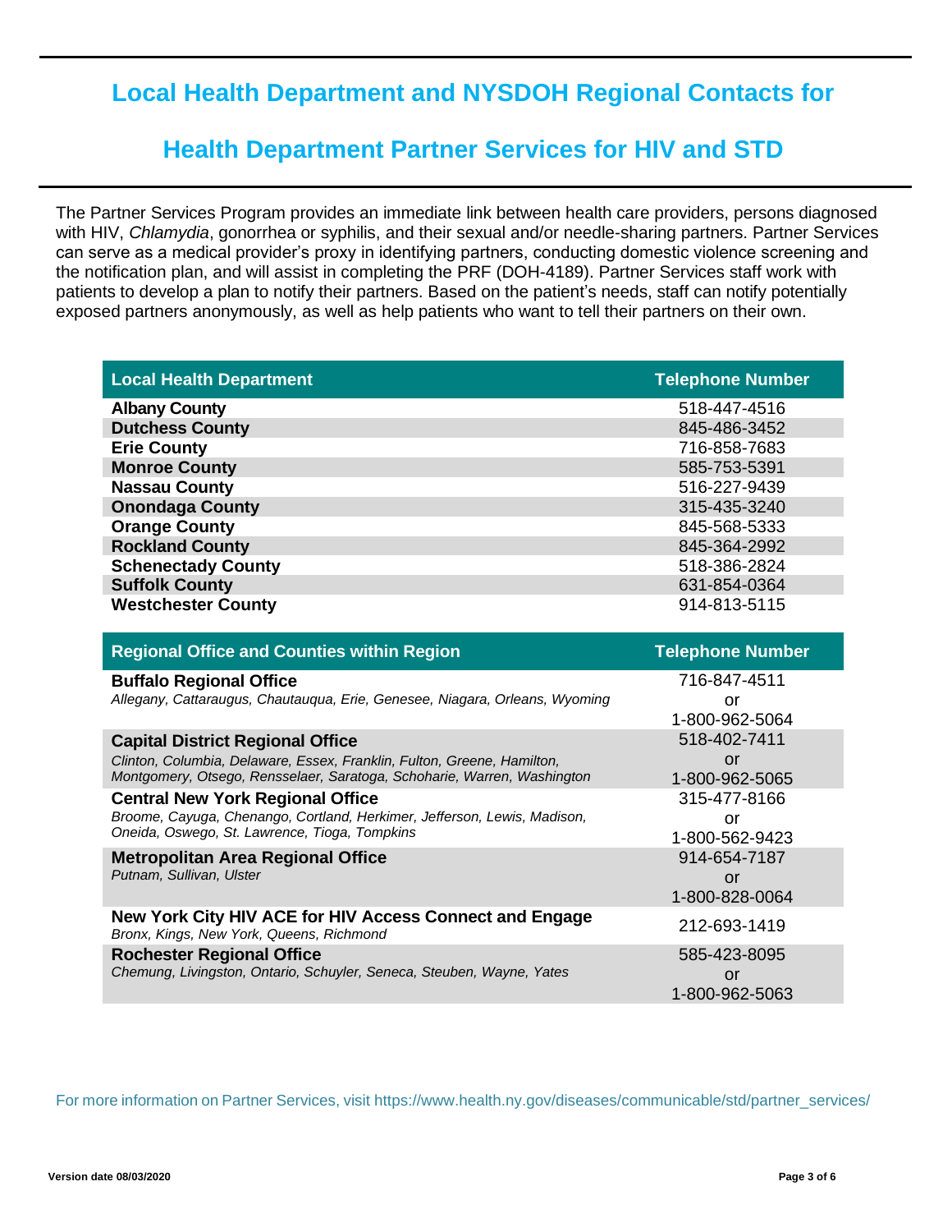# Local Health Department and NYSDOH Regional Contacts for Health Department Partner Services for HIV and STD

The Partner Services Program provides an immediate link between health care providers, persons diagnosed with HIV, *Chlamydia*, gonorrhea or syphilis, and their sexual and/or needle-sharing partners. Partner Services can serve as a medical provider's proxy in identifying partners, conducting domestic violence screening and the notification plan, and will assist in completing the PRF (DOH-4189). Partner Services staff work with patients to develop a plan to notify their partners. Based on the patient's needs, staff can notify potentially exposed partners anonymously, as well as help patients who want to tell their partners on their own.

| Local Health Department | Telephone Number |
|---|---|
| **Albany County** | 518-447-4516 |
| **Dutchess County** | 845-486-3452 |
| **Erie County** | 716-858-7683 |
| **Monroe County** | 585-753-5391 |
| **Nassau County** | 516-227-9439 |
| **Onondaga County** | 315-435-3240 |
| **Orange County** | 845-568-5333 |
| **Rockland County** | 845-364-2992 |
| **Schenectady County** | 518-386-2824 |
| **Suffolk County** | 631-854-0364 |
| **Westchester County** | 914-813-5115 |

| Regional Office and Counties within Region | Telephone Number |
|---|---|
| **Buffalo Regional Office** *Allegany, Cattaraugus, Chautauqua, Erie, Genesee, Niagara, Orleans, Wyoming* | 716-847-4511 or 1-800-962-5064 |
| **Capital District Regional Office** *Clinton, Columbia, Delaware, Essex, Franklin, Fulton, Greene, Hamilton, Montgomery, Otsego, Rensselaer, Saratoga, Schoharie, Warren, Washington* | 518-402-7411 or 1-800-962-5065 |
| **Central New York Regional Office** *Broome, Cayuga, Chenango, Cortland, Herkimer, Jefferson, Lewis, Madison, Oneida, Oswego, St. Lawrence, Tioga, Tompkins* | 315-477-8166 or 1-800-562-9423 |
| **Metropolitan Area Regional Office** *Putnam, Sullivan, Ulster* | 914-654-7187 or 1-800-828-0064 |
| **New York City HIV ACE for HIV Access Connect and Engage** *Bronx, Kings, New York, Queens, Richmond* | 212-693-1419 |
| **Rochester Regional Office** *Chemung, Livingston, Ontario, Schuyler, Seneca, Steuben, Wayne, Yates* | 585-423-8095 or 1-800-962-5063 |

For more information on Partner Services, visit https://www.health.ny.gov/diseases/communicable/std/partner_services/

Version date 08/03/2020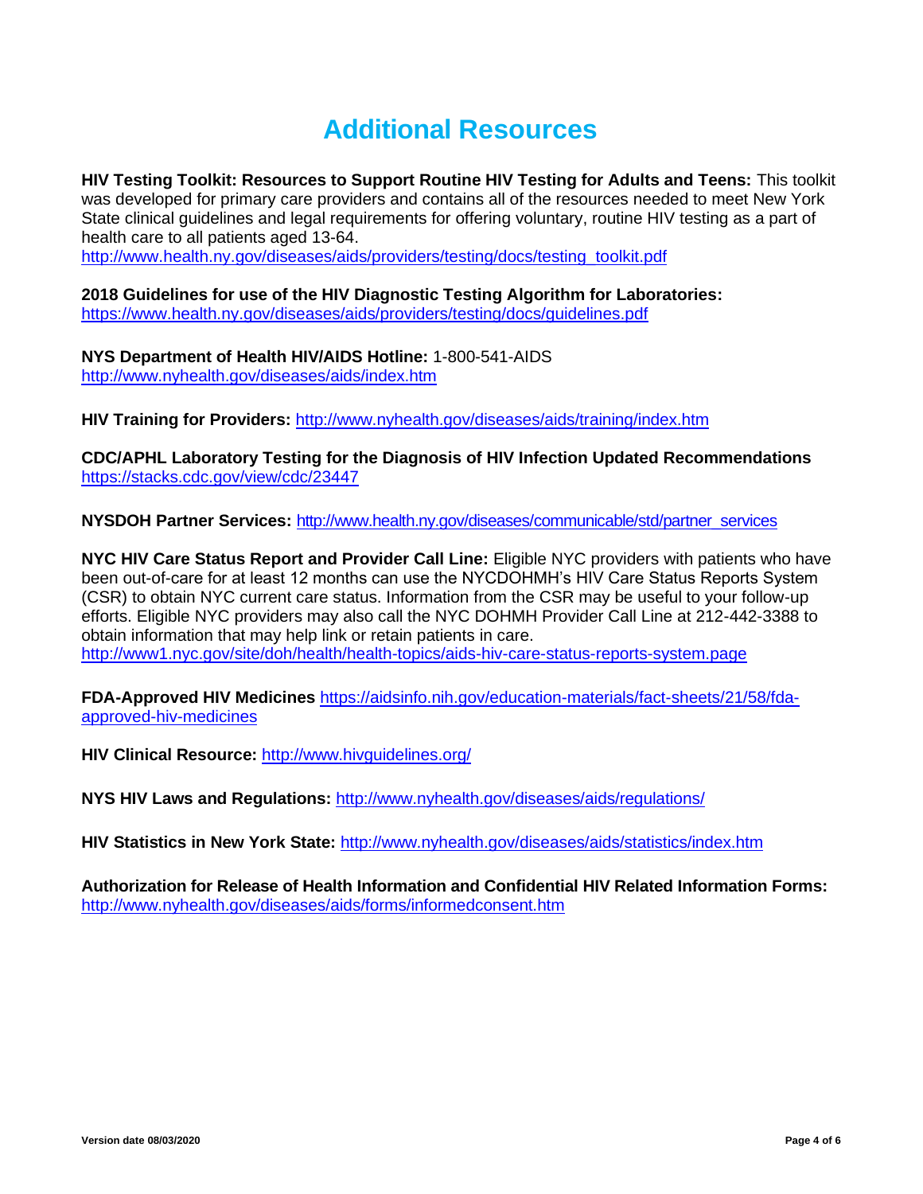# Additional Resources

**HIV Testing Toolkit: Resources to Support Routine HIV Testing for Adults and Teens:** This toolkit was developed for primary care providers and contains all of the resources needed to meet New York State clinical guidelines and legal requirements for offering voluntary, routine HIV testing as a part of health care to all patients aged 13-64.
http://www.health.ny.gov/diseases/aids/providers/testing/docs/testing_toolkit.pdf

**2018 Guidelines for use of the HIV Diagnostic Testing Algorithm for Laboratories:**
https://www.health.ny.gov/diseases/aids/providers/testing/docs/guidelines.pdf

**NYS Department of Health HIV/AIDS Hotline:** 1-800-541-AIDS
http://www.nyhealth.gov/diseases/aids/index.htm

**HIV Training for Providers:** http://www.nyhealth.gov/diseases/aids/training/index.htm

**CDC/APHL Laboratory Testing for the Diagnosis of HIV Infection Updated Recommendations**
https://stacks.cdc.gov/view/cdc/23447

**NYSDOH Partner Services:** http://www.health.ny.gov/diseases/communicable/std/partner_services

**NYC HIV Care Status Report and Provider Call Line:** Eligible NYC providers with patients who have been out-of-care for at least 12 months can use the NYCDOHMH's HIV Care Status Reports System (CSR) to obtain NYC current care status. Information from the CSR may be useful to your follow-up efforts. Eligible NYC providers may also call the NYC DOHMH Provider Call Line at 212-442-3388 to obtain information that may help link or retain patients in care.
http://www1.nyc.gov/site/doh/health/health-topics/aids-hiv-care-status-reports-system.page

**FDA-Approved HIV Medicines** https://aidsinfo.nih.gov/education-materials/fact-sheets/21/58/fda-approved-hiv-medicines

**HIV Clinical Resource:** http://www.hivguidelines.org/

**NYS HIV Laws and Regulations:** http://www.nyhealth.gov/diseases/aids/regulations/

**HIV Statistics in New York State:** http://www.nyhealth.gov/diseases/aids/statistics/index.htm

**Authorization for Release of Health Information and Confidential HIV Related Information Forms:**
http://www.nyhealth.gov/diseases/aids/forms/informedconsent.htm

Version date 08/03/2020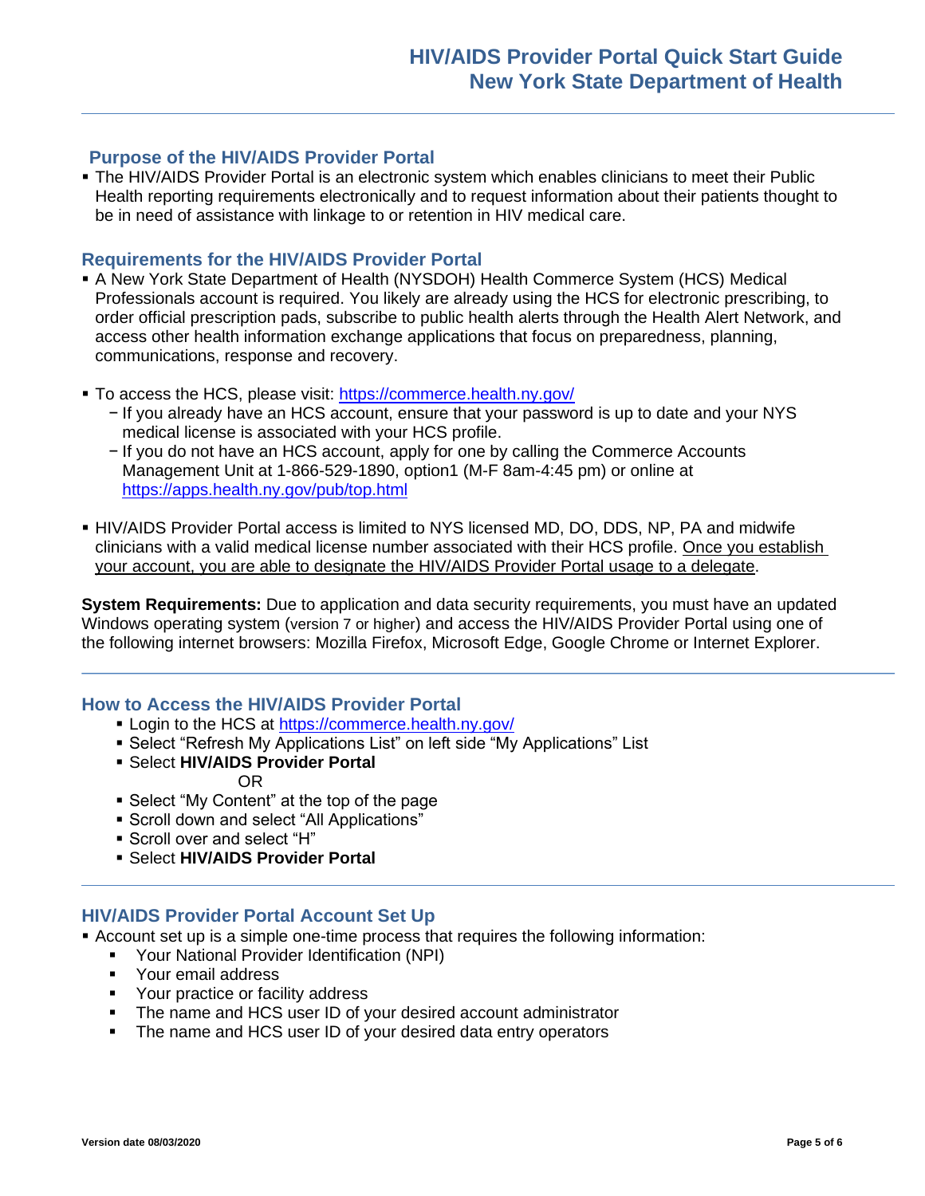# HIV/AIDS Provider Portal Quick Start Guide
# New York State Department of Health

## Purpose of the HIV/AIDS Provider Portal

- The HIV/AIDS Provider Portal is an electronic system which enables clinicians to meet their Public Health reporting requirements electronically and to request information about their patients thought to be in need of assistance with linkage to or retention in HIV medical care.

## Requirements for the HIV/AIDS Provider Portal

- A New York State Department of Health (NYSDOH) Health Commerce System (HCS) Medical Professionals account is required. You likely are already using the HCS for electronic prescribing, to order official prescription pads, subscribe to public health alerts through the Health Alert Network, and access other health information exchange applications that focus on preparedness, planning, communications, response and recovery.

- To access the HCS, please visit: https://commerce.health.ny.gov/
  - If you already have an HCS account, ensure that your password is up to date and your NYS medical license is associated with your HCS profile.
  - If you do not have an HCS account, apply for one by calling the Commerce Accounts Management Unit at 1-866-529-1890, option1 (M-F 8am-4:45 pm) or online at https://apps.health.ny.gov/pub/top.html

- HIV/AIDS Provider Portal access is limited to NYS licensed MD, DO, DDS, NP, PA and midwife clinicians with a valid medical license number associated with their HCS profile. Once you establish your account, you are able to designate the HIV/AIDS Provider Portal usage to a delegate.

**System Requirements:** Due to application and data security requirements, you must have an updated Windows operating system (version 7 or higher) and access the HIV/AIDS Provider Portal using one of the following internet browsers: Mozilla Firefox, Microsoft Edge, Google Chrome or Internet Explorer.

## How to Access the HIV/AIDS Provider Portal

- Login to the HCS at https://commerce.health.ny.gov/
- Select "Refresh My Applications List" on left side "My Applications" List
- Select **HIV/AIDS Provider Portal**

  OR

- Select "My Content" at the top of the page
- Scroll down and select "All Applications"
- Scroll over and select "H"
- Select **HIV/AIDS Provider Portal**

## HIV/AIDS Provider Portal Account Set Up

- Account set up is a simple one-time process that requires the following information:
  - Your National Provider Identification (NPI)
  - Your email address
  - Your practice or facility address
  - The name and HCS user ID of your desired account administrator
  - The name and HCS user ID of your desired data entry operators

Version date 08/03/2020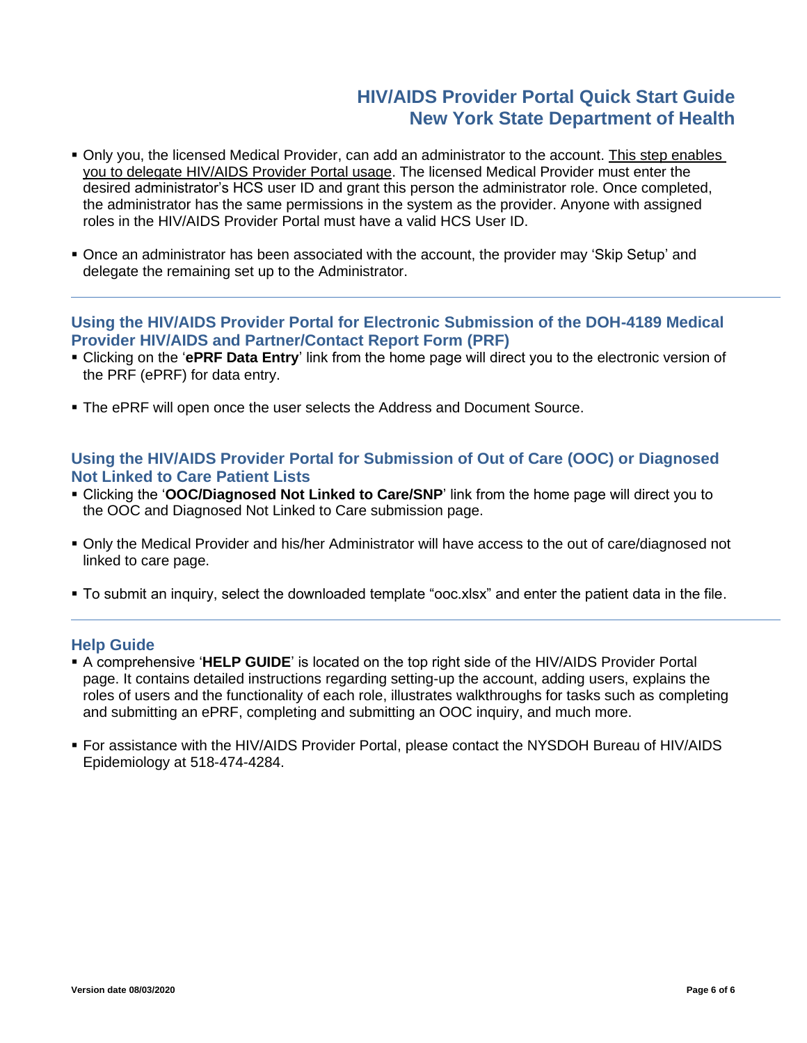- Only you, the licensed Medical Provider, can add an administrator to the account. This step enables you to delegate HIV/AIDS Provider Portal usage. The licensed Medical Provider must enter the desired administrator's HCS user ID and grant this person the administrator role. Once completed, the administrator has the same permissions in the system as the provider. Anyone with assigned roles in the HIV/AIDS Provider Portal must have a valid HCS User ID.

- Once an administrator has been associated with the account, the provider may 'Skip Setup' and delegate the remaining set up to the Administrator.

---

## Using the HIV/AIDS Provider Portal for Electronic Submission of the DOH-4189 Medical Provider HIV/AIDS and Partner/Contact Report Form (PRF)

- Clicking on the '**ePRF Data Entry**' link from the home page will direct you to the electronic version of the PRF (ePRF) for data entry.

- The ePRF will open once the user selects the Address and Document Source.

## Using the HIV/AIDS Provider Portal for Submission of Out of Care (OOC) or Diagnosed Not Linked to Care Patient Lists

- Clicking the '**OOC/Diagnosed Not Linked to Care/SNP**' link from the home page will direct you to the OOC and Diagnosed Not Linked to Care submission page.

- Only the Medical Provider and his/her Administrator will have access to the out of care/diagnosed not linked to care page.

- To submit an inquiry, select the downloaded template "ooc.xlsx" and enter the patient data in the file.

---

## Help Guide

- A comprehensive '**HELP GUIDE**' is located on the top right side of the HIV/AIDS Provider Portal page. It contains detailed instructions regarding setting-up the account, adding users, explains the roles of users and the functionality of each role, illustrates walkthroughs for tasks such as completing and submitting an ePRF, completing and submitting an OOC inquiry, and much more.

- For assistance with the HIV/AIDS Provider Portal, please contact the NYSDOH Bureau of HIV/AIDS Epidemiology at 518-474-4284.